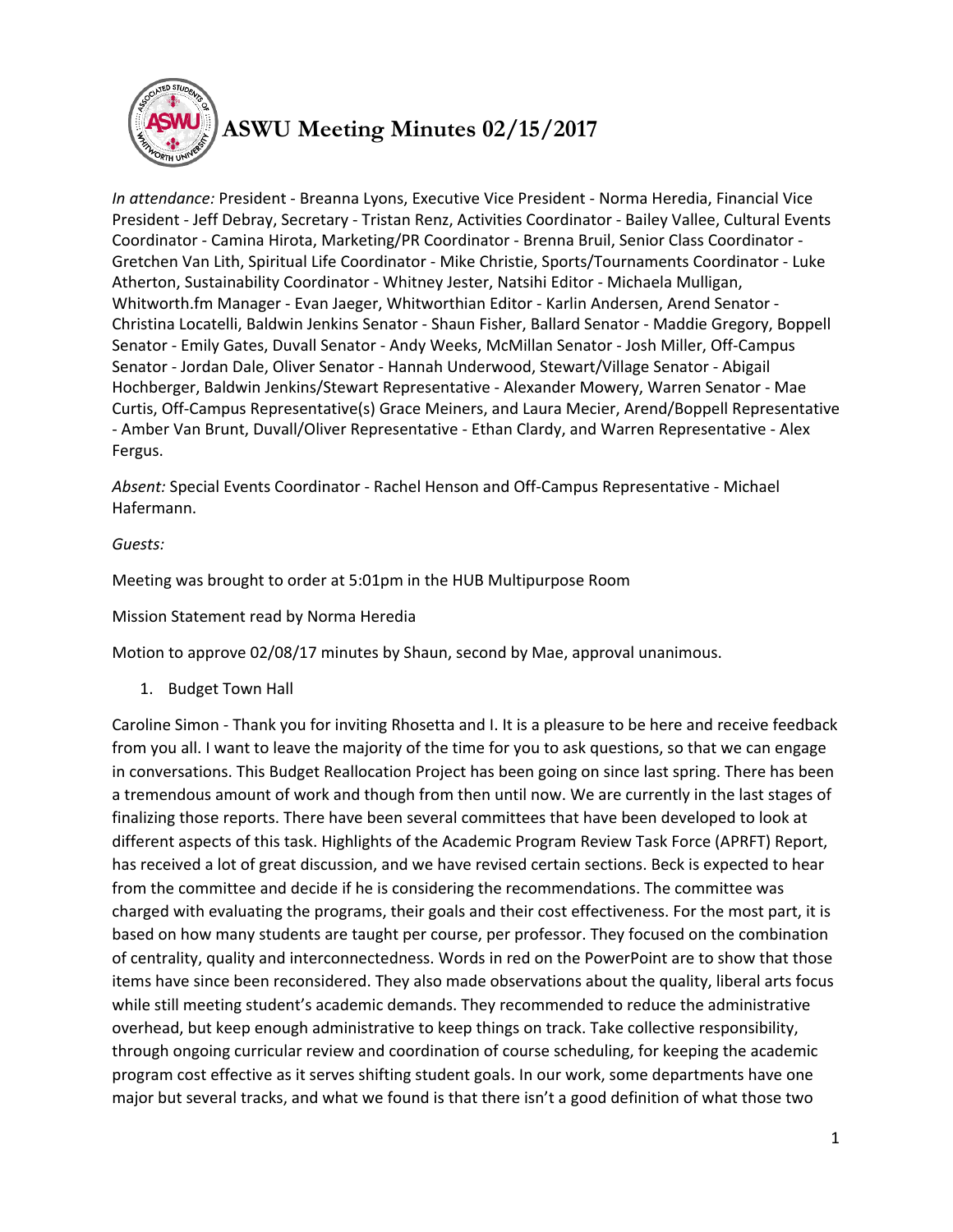# ASWU Meeting Minutes 02/15/2017

*In attendance:* President - Breanna Lyons, Executive Vice President - Norma Heredia, Financial Vice President - Jeff Debray, Secretary - Tristan Renz, Activities Coordinator - Bailey Vallee, Cultural Events Coordinator - Camina Hirota, Marketing/PR Coordinator - Brenna Bruil, Senior Class Coordinator - Gretchen Van Lith, Spiritual Life Coordinator - Mike Christie, Sports/Tournaments Coordinator - Luke Atherton, Sustainability Coordinator - Whitney Jester, Natsihi Editor - Michaela Mulligan, Whitworth.fm Manager - Evan Jaeger, Whitworthian Editor - Karlin Andersen, Arend Senator - Christina Locatelli, Baldwin Jenkins Senator - Shaun Fisher, Ballard Senator - Maddie Gregory, Boppell Senator - Emily Gates, Duvall Senator - Andy Weeks, McMillan Senator - Josh Miller, Off-Campus Senator - Jordan Dale, Oliver Senator - Hannah Underwood, Stewart/Village Senator - Abigail Hochberger, Baldwin Jenkins/Stewart Representative - Alexander Mowery, Warren Senator - Mae Curtis, Off-Campus Representative(s) Grace Meiners, and Laura Mecier, Arend/Boppell Representative - Amber Van Brunt, Duvall/Oliver Representative - Ethan Clardy, and Warren Representative - Alex Fergus.

*Absent:* Special Events Coordinator - Rachel Henson and Off-Campus Representative - Michael Hafermann.

*Guests:*

Meeting was brought to order at 5:01pm in the HUB Multipurpose Room

Mission Statement read by Norma Heredia

Motion to approve 02/08/17 minutes by Shaun, second by Mae, approval unanimous.

1. Budget Town Hall

Caroline Simon - Thank you for inviting Rhosetta and I. It is a pleasure to be here and receive feedback from you all. I want to leave the majority of the time for you to ask questions, so that we can engage in conversations. This Budget Reallocation Project has been going on since last spring. There has been a tremendous amount of work and though from then until now. We are currently in the last stages of finalizing those reports. There have been several committees that have been developed to look at different aspects of this task. Highlights of the Academic Program Review Task Force (APRFT) Report, has received a lot of great discussion, and we have revised certain sections. Beck is expected to hear from the committee and decide if he is considering the recommendations. The committee was charged with evaluating the programs, their goals and their cost effectiveness. For the most part, it is based on how many students are taught per course, per professor. They focused on the combination of centrality, quality and interconnectedness. Words in red on the PowerPoint are to show that those items have since been reconsidered. They also made observations about the quality, liberal arts focus while still meeting student's academic demands. They recommended to reduce the administrative overhead, but keep enough administrative to keep things on track. Take collective responsibility, through ongoing curricular review and coordination of course scheduling, for keeping the academic program cost effective as it serves shifting student goals. In our work, some departments have one major but several tracks, and what we found is that there isn't a good definition of what those two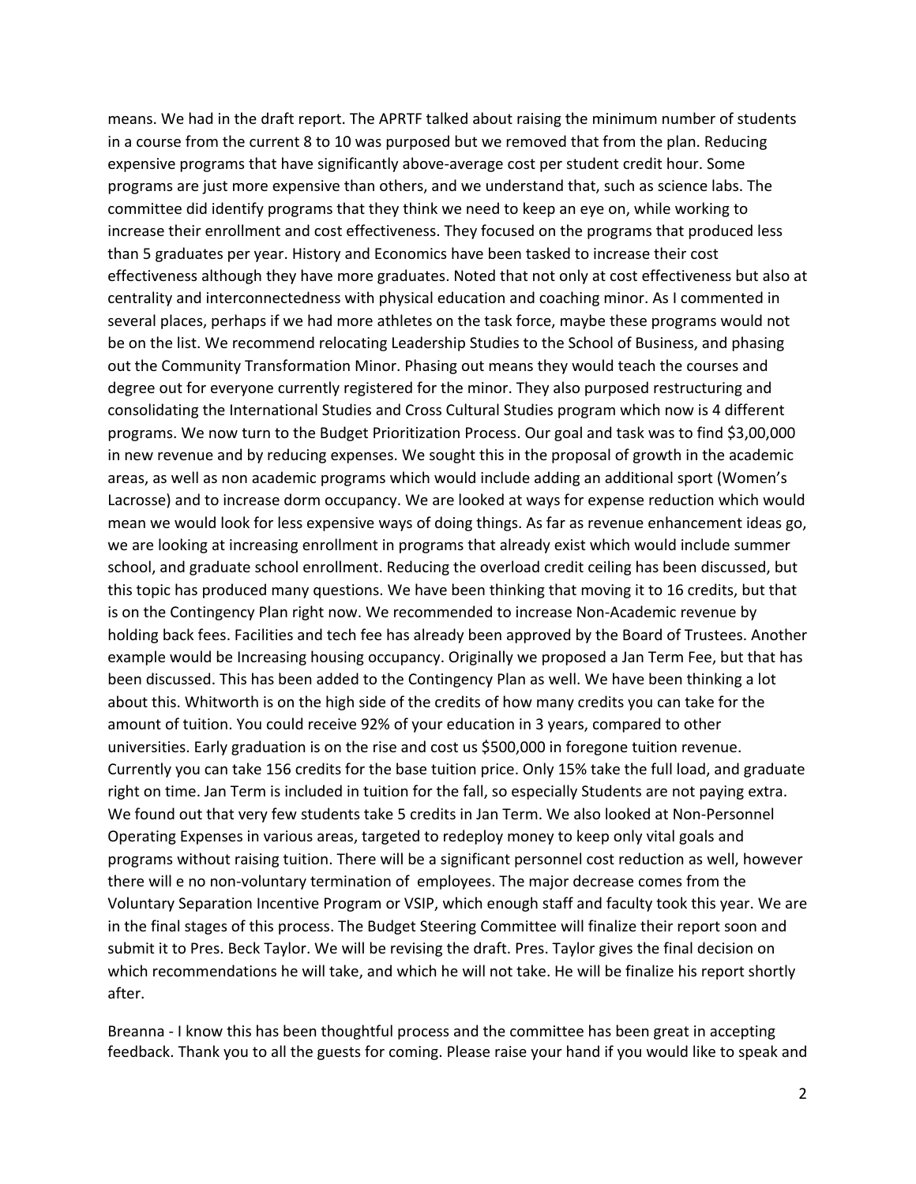means. We had in the draft report. The APRTF talked about raising the minimum number of students in a course from the current 8 to 10 was purposed but we removed that from the plan. Reducing expensive programs that have significantly above-average cost per student credit hour. Some programs are just more expensive than others, and we understand that, such as science labs. The committee did identify programs that they think we need to keep an eye on, while working to increase their enrollment and cost effectiveness. They focused on the programs that produced less than 5 graduates per year. History and Economics have been tasked to increase their cost effectiveness although they have more graduates. Noted that not only at cost effectiveness but also at centrality and interconnectedness with physical education and coaching minor. As I commented in several places, perhaps if we had more athletes on the task force, maybe these programs would not be on the list. We recommend relocating Leadership Studies to the School of Business, and phasing out the Community Transformation Minor. Phasing out means they would teach the courses and degree out for everyone currently registered for the minor. They also purposed restructuring and consolidating the International Studies and Cross Cultural Studies program which now is 4 different programs. We now turn to the Budget Prioritization Process. Our goal and task was to find $3,00,000 in new revenue and by reducing expenses. We sought this in the proposal of growth in the academic areas, as well as non academic programs which would include adding an additional sport (Women's Lacrosse) and to increase dorm occupancy. We are looked at ways for expense reduction which would mean we would look for less expensive ways of doing things. As far as revenue enhancement ideas go, we are looking at increasing enrollment in programs that already exist which would include summer school, and graduate school enrollment. Reducing the overload credit ceiling has been discussed, but this topic has produced many questions. We have been thinking that moving it to 16 credits, but that is on the Contingency Plan right now. We recommended to increase Non-Academic revenue by holding back fees. Facilities and tech fee has already been approved by the Board of Trustees. Another example would be Increasing housing occupancy. Originally we proposed a Jan Term Fee, but that has been discussed. This has been added to the Contingency Plan as well. We have been thinking a lot about this. Whitworth is on the high side of the credits of how many credits you can take for the amount of tuition. You could receive 92% of your education in 3 years, compared to other universities. Early graduation is on the rise and cost us $500,000 in foregone tuition revenue. Currently you can take 156 credits for the base tuition price. Only 15% take the full load, and graduate right on time. Jan Term is included in tuition for the fall, so especially Students are not paying extra. We found out that very few students take 5 credits in Jan Term. We also looked at Non-Personnel Operating Expenses in various areas, targeted to redeploy money to keep only vital goals and programs without raising tuition. There will be a significant personnel cost reduction as well, however there will e no non-voluntary termination of employees. The major decrease comes from the Voluntary Separation Incentive Program or VSIP, which enough staff and faculty took this year. We are in the final stages of this process. The Budget Steering Committee will finalize their report soon and submit it to Pres. Beck Taylor. We will be revising the draft. Pres. Taylor gives the final decision on which recommendations he will take, and which he will not take. He will be finalize his report shortly after.

Breanna - I know this has been thoughtful process and the committee has been great in accepting feedback. Thank you to all the guests for coming. Please raise your hand if you would like to speak and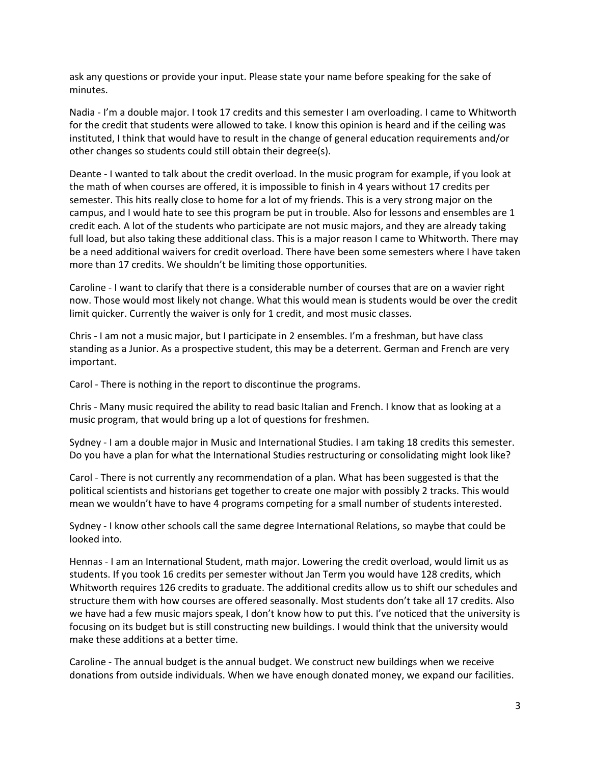ask any questions or provide your input. Please state your name before speaking for the sake of minutes.

Nadia - I'm a double major. I took 17 credits and this semester I am overloading. I came to Whitworth for the credit that students were allowed to take. I know this opinion is heard and if the ceiling was instituted, I think that would have to result in the change of general education requirements and/or other changes so students could still obtain their degree(s).

Deante - I wanted to talk about the credit overload. In the music program for example, if you look at the math of when courses are offered, it is impossible to finish in 4 years without 17 credits per semester. This hits really close to home for a lot of my friends. This is a very strong major on the campus, and I would hate to see this program be put in trouble. Also for lessons and ensembles are 1 credit each. A lot of the students who participate are not music majors, and they are already taking full load, but also taking these additional class. This is a major reason I came to Whitworth. There may be a need additional waivers for credit overload. There have been some semesters where I have taken more than 17 credits. We shouldn't be limiting those opportunities.

Caroline - I want to clarify that there is a considerable number of courses that are on a wavier right now. Those would most likely not change. What this would mean is students would be over the credit limit quicker. Currently the waiver is only for 1 credit, and most music classes.

Chris - I am not a music major, but I participate in 2 ensembles. I'm a freshman, but have class standing as a Junior. As a prospective student, this may be a deterrent. German and French are very important.

Carol - There is nothing in the report to discontinue the programs.

Chris - Many music required the ability to read basic Italian and French. I know that as looking at a music program, that would bring up a lot of questions for freshmen.

Sydney - I am a double major in Music and International Studies. I am taking 18 credits this semester. Do you have a plan for what the International Studies restructuring or consolidating might look like?

Carol - There is not currently any recommendation of a plan. What has been suggested is that the political scientists and historians get together to create one major with possibly 2 tracks. This would mean we wouldn't have to have 4 programs competing for a small number of students interested.

Sydney - I know other schools call the same degree International Relations, so maybe that could be looked into.

Hennas - I am an International Student, math major. Lowering the credit overload, would limit us as students. If you took 16 credits per semester without Jan Term you would have 128 credits, which Whitworth requires 126 credits to graduate. The additional credits allow us to shift our schedules and structure them with how courses are offered seasonally. Most students don't take all 17 credits. Also we have had a few music majors speak, I don't know how to put this. I've noticed that the university is focusing on its budget but is still constructing new buildings. I would think that the university would make these additions at a better time.

Caroline - The annual budget is the annual budget. We construct new buildings when we receive donations from outside individuals. When we have enough donated money, we expand our facilities.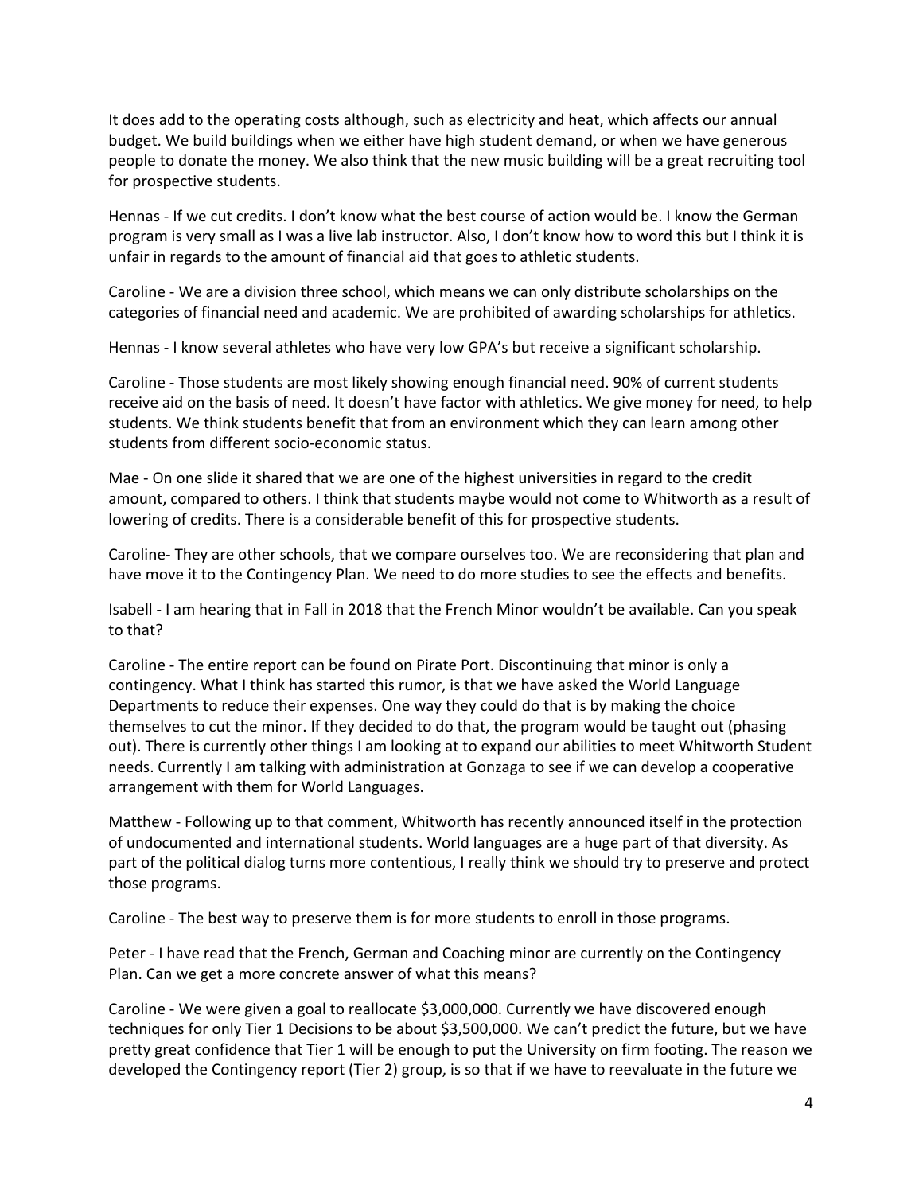It does add to the operating costs although, such as electricity and heat, which affects our annual budget. We build buildings when we either have high student demand, or when we have generous people to donate the money. We also think that the new music building will be a great recruiting tool for prospective students.

Hennas - If we cut credits. I don't know what the best course of action would be. I know the German program is very small as I was a live lab instructor. Also, I don't know how to word this but I think it is unfair in regards to the amount of financial aid that goes to athletic students.

Caroline - We are a division three school, which means we can only distribute scholarships on the categories of financial need and academic. We are prohibited of awarding scholarships for athletics.

Hennas - I know several athletes who have very low GPA's but receive a significant scholarship.

Caroline - Those students are most likely showing enough financial need. 90% of current students receive aid on the basis of need. It doesn't have factor with athletics. We give money for need, to help students. We think students benefit that from an environment which they can learn among other students from different socio-economic status.

Mae - On one slide it shared that we are one of the highest universities in regard to the credit amount, compared to others. I think that students maybe would not come to Whitworth as a result of lowering of credits. There is a considerable benefit of this for prospective students.

Caroline- They are other schools, that we compare ourselves too. We are reconsidering that plan and have move it to the Contingency Plan. We need to do more studies to see the effects and benefits.

Isabell - I am hearing that in Fall in 2018 that the French Minor wouldn't be available. Can you speak to that?

Caroline - The entire report can be found on Pirate Port. Discontinuing that minor is only a contingency. What I think has started this rumor, is that we have asked the World Language Departments to reduce their expenses. One way they could do that is by making the choice themselves to cut the minor. If they decided to do that, the program would be taught out (phasing out). There is currently other things I am looking at to expand our abilities to meet Whitworth Student needs. Currently I am talking with administration at Gonzaga to see if we can develop a cooperative arrangement with them for World Languages.

Matthew - Following up to that comment, Whitworth has recently announced itself in the protection of undocumented and international students. World languages are a huge part of that diversity. As part of the political dialog turns more contentious, I really think we should try to preserve and protect those programs.

Caroline - The best way to preserve them is for more students to enroll in those programs.

Peter - I have read that the French, German and Coaching minor are currently on the Contingency Plan. Can we get a more concrete answer of what this means?

Caroline - We were given a goal to reallocate $3,000,000. Currently we have discovered enough techniques for only Tier 1 Decisions to be about $3,500,000. We can't predict the future, but we have pretty great confidence that Tier 1 will be enough to put the University on firm footing. The reason we developed the Contingency report (Tier 2) group, is so that if we have to reevaluate in the future we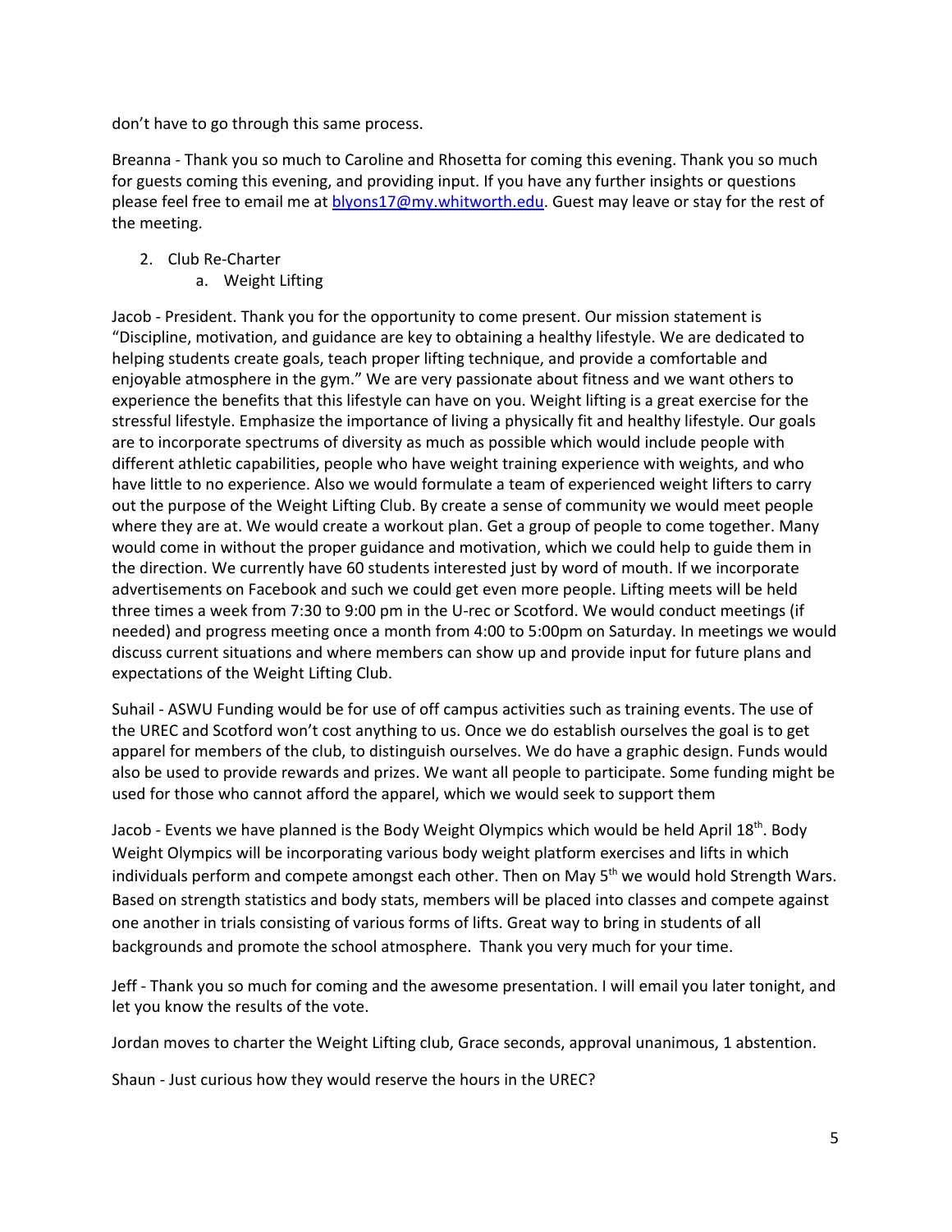don't have to go through this same process.

Breanna - Thank you so much to Caroline and Rhosetta for coming this evening. Thank you so much for guests coming this evening, and providing input. If you have any further insights or questions please feel free to email me at blyons17@my.whitworth.edu. Guest may leave or stay for the rest of the meeting.

2. Club Re-Charter
    a. Weight Lifting

Jacob - President. Thank you for the opportunity to come present. Our mission statement is "Discipline, motivation, and guidance are key to obtaining a healthy lifestyle. We are dedicated to helping students create goals, teach proper lifting technique, and provide a comfortable and enjoyable atmosphere in the gym." We are very passionate about fitness and we want others to experience the benefits that this lifestyle can have on you. Weight lifting is a great exercise for the stressful lifestyle. Emphasize the importance of living a physically fit and healthy lifestyle. Our goals are to incorporate spectrums of diversity as much as possible which would include people with different athletic capabilities, people who have weight training experience with weights, and who have little to no experience. Also we would formulate a team of experienced weight lifters to carry out the purpose of the Weight Lifting Club. By create a sense of community we would meet people where they are at. We would create a workout plan. Get a group of people to come together. Many would come in without the proper guidance and motivation, which we could help to guide them in the direction. We currently have 60 students interested just by word of mouth. If we incorporate advertisements on Facebook and such we could get even more people. Lifting meets will be held three times a week from 7:30 to 9:00 pm in the U-rec or Scotford. We would conduct meetings (if needed) and progress meeting once a month from 4:00 to 5:00pm on Saturday. In meetings we would discuss current situations and where members can show up and provide input for future plans and expectations of the Weight Lifting Club.

Suhail - ASWU Funding would be for use of off campus activities such as training events. The use of the UREC and Scotford won't cost anything to us. Once we do establish ourselves the goal is to get apparel for members of the club, to distinguish ourselves. We do have a graphic design. Funds would also be used to provide rewards and prizes. We want all people to participate. Some funding might be used for those who cannot afford the apparel, which we would seek to support them

Jacob - Events we have planned is the Body Weight Olympics which would be held April 18th. Body Weight Olympics will be incorporating various body weight platform exercises and lifts in which individuals perform and compete amongst each other. Then on May 5th we would hold Strength Wars. Based on strength statistics and body stats, members will be placed into classes and compete against one another in trials consisting of various forms of lifts. Great way to bring in students of all backgrounds and promote the school atmosphere. Thank you very much for your time.

Jeff - Thank you so much for coming and the awesome presentation. I will email you later tonight, and let you know the results of the vote.

Jordan moves to charter the Weight Lifting club, Grace seconds, approval unanimous, 1 abstention.

Shaun - Just curious how they would reserve the hours in the UREC?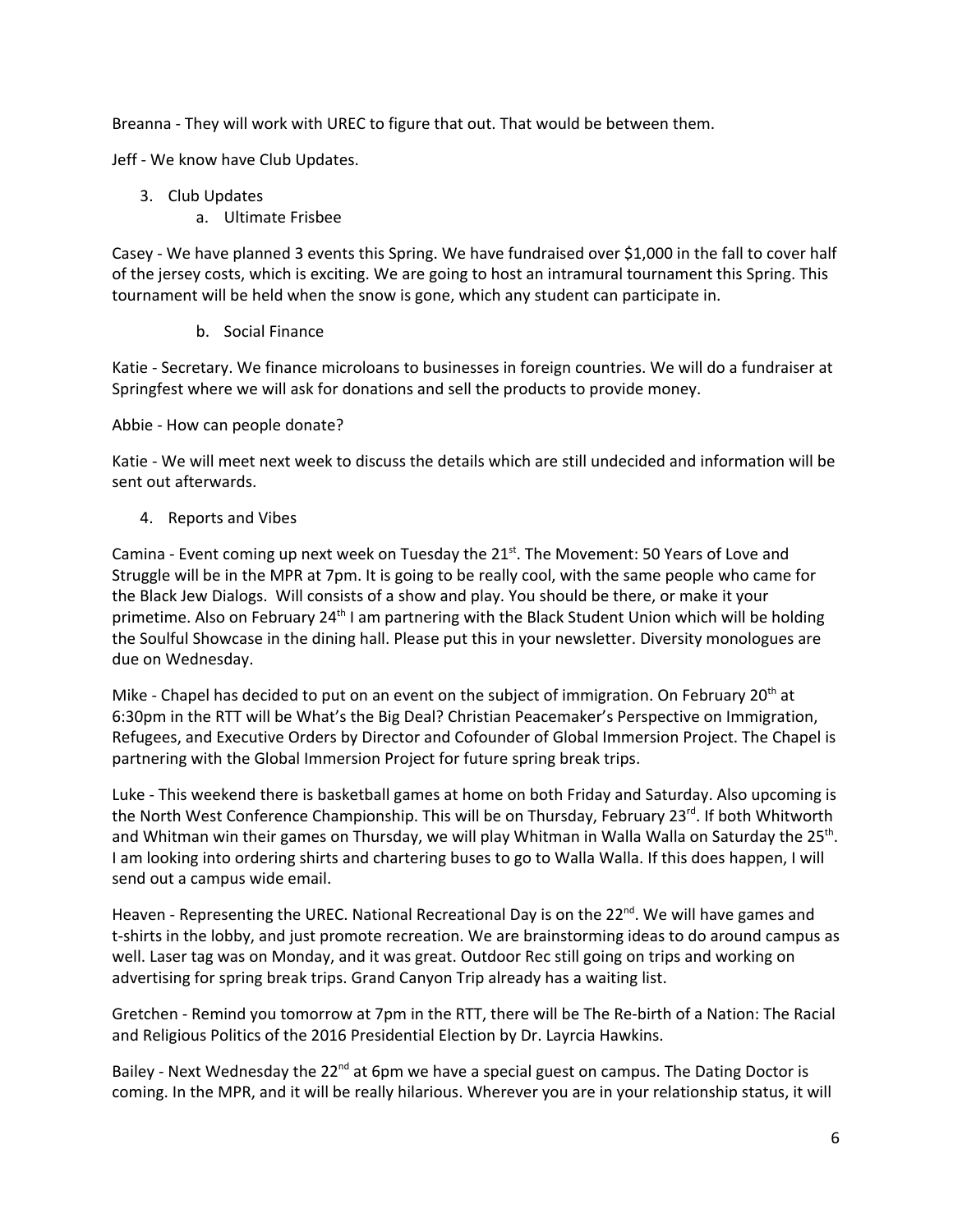Breanna - They will work with UREC to figure that out. That would be between them.

Jeff - We know have Club Updates.

3. Club Updates
    a. Ultimate Frisbee

Casey - We have planned 3 events this Spring. We have fundraised over $1,000 in the fall to cover half of the jersey costs, which is exciting. We are going to host an intramural tournament this Spring. This tournament will be held when the snow is gone, which any student can participate in.

    b. Social Finance

Katie - Secretary. We finance microloans to businesses in foreign countries. We will do a fundraiser at Springfest where we will ask for donations and sell the products to provide money.

Abbie - How can people donate?

Katie - We will meet next week to discuss the details which are still undecided and information will be sent out afterwards.

4. Reports and Vibes

Camina - Event coming up next week on Tuesday the 21st. The Movement: 50 Years of Love and Struggle will be in the MPR at 7pm. It is going to be really cool, with the same people who came for the Black Jew Dialogs. Will consists of a show and play. You should be there, or make it your primetime. Also on February 24th I am partnering with the Black Student Union which will be holding the Soulful Showcase in the dining hall. Please put this in your newsletter. Diversity monologues are due on Wednesday.

Mike - Chapel has decided to put on an event on the subject of immigration. On February 20th at 6:30pm in the RTT will be What's the Big Deal? Christian Peacemaker's Perspective on Immigration, Refugees, and Executive Orders by Director and Cofounder of Global Immersion Project. The Chapel is partnering with the Global Immersion Project for future spring break trips.

Luke - This weekend there is basketball games at home on both Friday and Saturday. Also upcoming is the North West Conference Championship. This will be on Thursday, February 23rd. If both Whitworth and Whitman win their games on Thursday, we will play Whitman in Walla Walla on Saturday the 25th. I am looking into ordering shirts and chartering buses to go to Walla Walla. If this does happen, I will send out a campus wide email.

Heaven - Representing the UREC. National Recreational Day is on the 22nd. We will have games and t-shirts in the lobby, and just promote recreation. We are brainstorming ideas to do around campus as well. Laser tag was on Monday, and it was great. Outdoor Rec still going on trips and working on advertising for spring break trips. Grand Canyon Trip already has a waiting list.

Gretchen - Remind you tomorrow at 7pm in the RTT, there will be The Re-birth of a Nation: The Racial and Religious Politics of the 2016 Presidential Election by Dr. Layrcia Hawkins.

Bailey - Next Wednesday the 22nd at 6pm we have a special guest on campus. The Dating Doctor is coming. In the MPR, and it will be really hilarious. Wherever you are in your relationship status, it will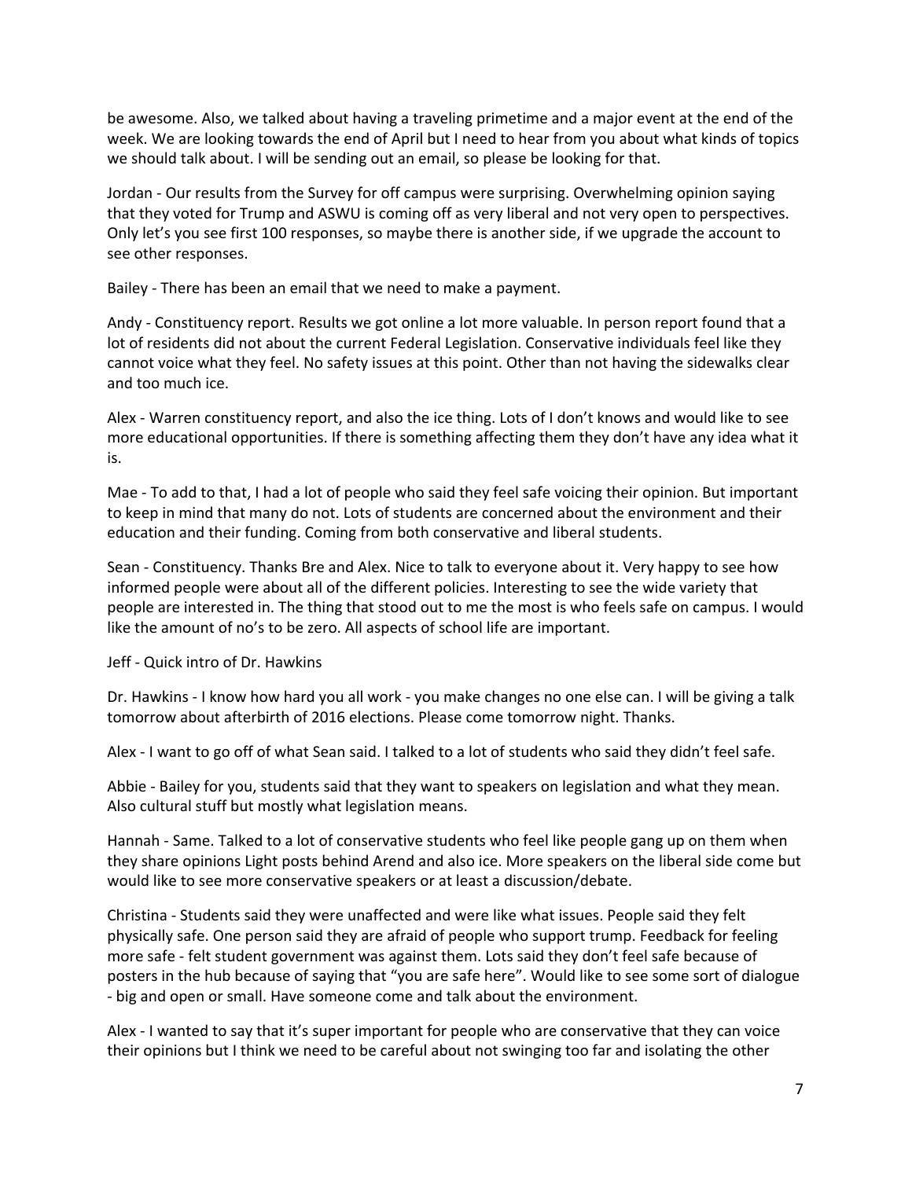be awesome. Also, we talked about having a traveling primetime and a major event at the end of the week. We are looking towards the end of April but I need to hear from you about what kinds of topics we should talk about. I will be sending out an email, so please be looking for that.

Jordan - Our results from the Survey for off campus were surprising. Overwhelming opinion saying that they voted for Trump and ASWU is coming off as very liberal and not very open to perspectives. Only let's you see first 100 responses, so maybe there is another side, if we upgrade the account to see other responses.

Bailey - There has been an email that we need to make a payment.

Andy - Constituency report. Results we got online a lot more valuable. In person report found that a lot of residents did not about the current Federal Legislation. Conservative individuals feel like they cannot voice what they feel. No safety issues at this point. Other than not having the sidewalks clear and too much ice.

Alex - Warren constituency report, and also the ice thing. Lots of I don't knows and would like to see more educational opportunities. If there is something affecting them they don't have any idea what it is.

Mae - To add to that, I had a lot of people who said they feel safe voicing their opinion. But important to keep in mind that many do not. Lots of students are concerned about the environment and their education and their funding. Coming from both conservative and liberal students.

Sean - Constituency. Thanks Bre and Alex. Nice to talk to everyone about it. Very happy to see how informed people were about all of the different policies. Interesting to see the wide variety that people are interested in. The thing that stood out to me the most is who feels safe on campus. I would like the amount of no's to be zero. All aspects of school life are important.

Jeff - Quick intro of Dr. Hawkins

Dr. Hawkins - I know how hard you all work - you make changes no one else can. I will be giving a talk tomorrow about afterbirth of 2016 elections. Please come tomorrow night. Thanks.

Alex - I want to go off of what Sean said. I talked to a lot of students who said they didn't feel safe.

Abbie - Bailey for you, students said that they want to speakers on legislation and what they mean. Also cultural stuff but mostly what legislation means.

Hannah - Same. Talked to a lot of conservative students who feel like people gang up on them when they share opinions Light posts behind Arend and also ice. More speakers on the liberal side come but would like to see more conservative speakers or at least a discussion/debate.

Christina - Students said they were unaffected and were like what issues. People said they felt physically safe. One person said they are afraid of people who support trump. Feedback for feeling more safe - felt student government was against them. Lots said they don't feel safe because of posters in the hub because of saying that "you are safe here". Would like to see some sort of dialogue - big and open or small. Have someone come and talk about the environment.

Alex - I wanted to say that it's super important for people who are conservative that they can voice their opinions but I think we need to be careful about not swinging too far and isolating the other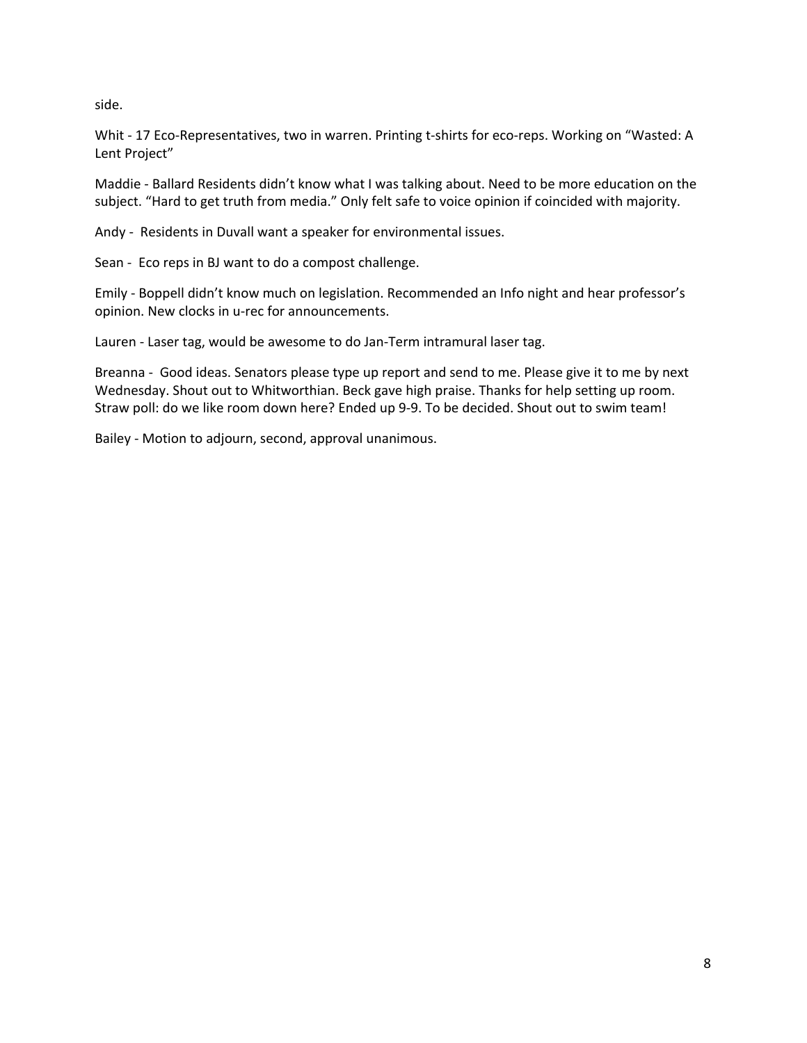side.

Whit - 17 Eco-Representatives, two in warren. Printing t-shirts for eco-reps. Working on "Wasted: A Lent Project"

Maddie - Ballard Residents didn't know what I was talking about. Need to be more education on the subject. "Hard to get truth from media." Only felt safe to voice opinion if coincided with majority.

Andy - Residents in Duvall want a speaker for environmental issues.

Sean - Eco reps in BJ want to do a compost challenge.

Emily - Boppell didn't know much on legislation. Recommended an Info night and hear professor's opinion. New clocks in u-rec for announcements.

Lauren - Laser tag, would be awesome to do Jan-Term intramural laser tag.

Breanna - Good ideas. Senators please type up report and send to me. Please give it to me by next Wednesday. Shout out to Whitworthian. Beck gave high praise. Thanks for help setting up room. Straw poll: do we like room down here? Ended up 9-9. To be decided. Shout out to swim team!

Bailey - Motion to adjourn, second, approval unanimous.